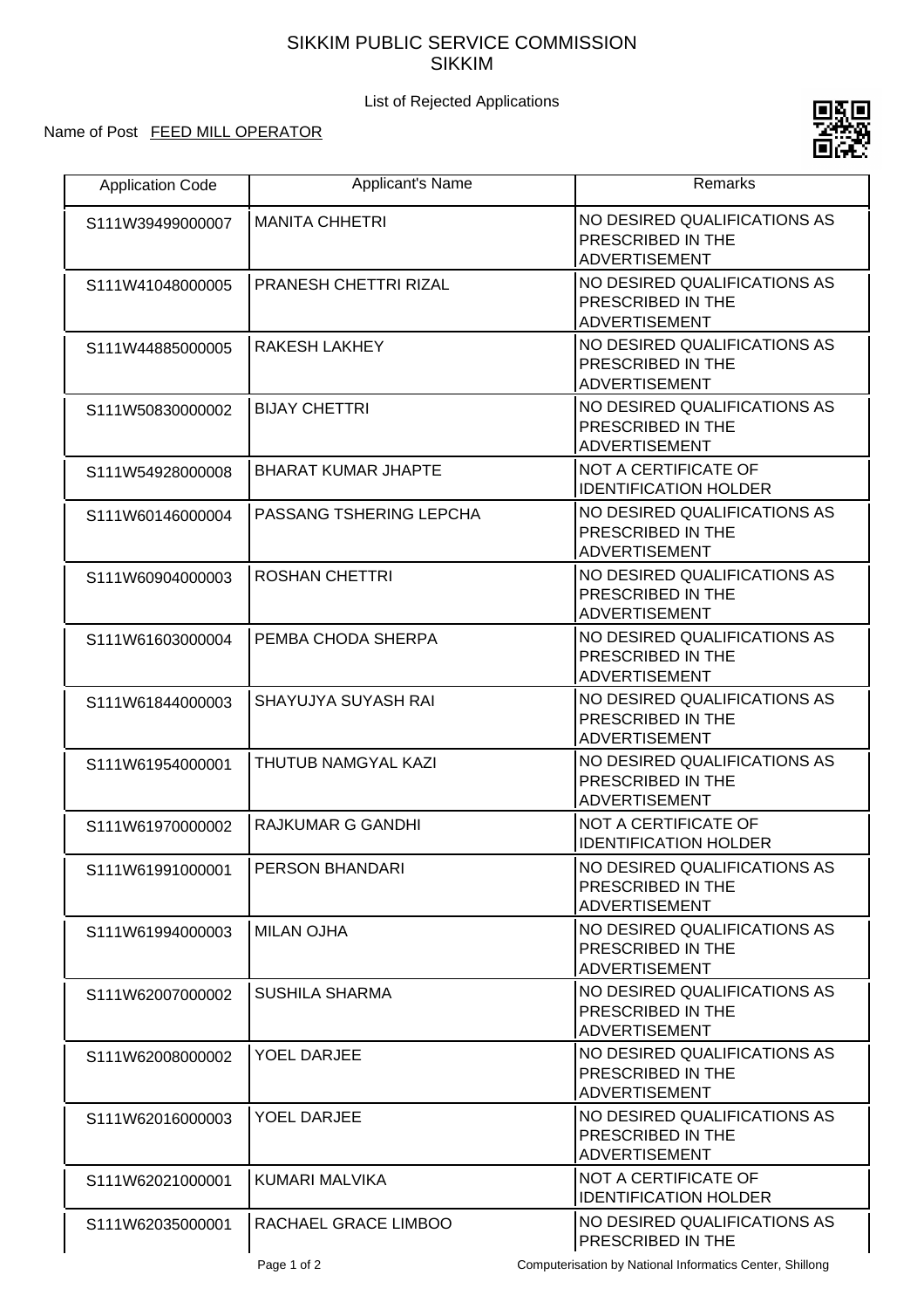# SIKKIM PUBLIC SERVICE COMMISSION
## SIKKIM

List of Rejected Applications

Name of Post FEED MILL OPERATOR

| Application Code | Applicant's Name | Remarks |
|---|---|---|
| S111W39499000007 | MANITA CHHETRI | NO DESIRED QUALIFICATIONS AS PRESCRIBED IN THE ADVERTISEMENT |
| S111W41048000005 | PRANESH CHETTRI RIZAL | NO DESIRED QUALIFICATIONS AS PRESCRIBED IN THE ADVERTISEMENT |
| S111W44885000005 | RAKESH LAKHEY | NO DESIRED QUALIFICATIONS AS PRESCRIBED IN THE ADVERTISEMENT |
| S111W50830000002 | BIJAY CHETTRI | NO DESIRED QUALIFICATIONS AS PRESCRIBED IN THE ADVERTISEMENT |
| S111W54928000008 | BHARAT KUMAR JHAPTE | NOT A CERTIFICATE OF IDENTIFICATION HOLDER |
| S111W60146000004 | PASSANG TSHERING LEPCHA | NO DESIRED QUALIFICATIONS AS PRESCRIBED IN THE ADVERTISEMENT |
| S111W60904000003 | ROSHAN CHETTRI | NO DESIRED QUALIFICATIONS AS PRESCRIBED IN THE ADVERTISEMENT |
| S111W61603000004 | PEMBA CHODA SHERPA | NO DESIRED QUALIFICATIONS AS PRESCRIBED IN THE ADVERTISEMENT |
| S111W61844000003 | SHAYUJYA SUYASH RAI | NO DESIRED QUALIFICATIONS AS PRESCRIBED IN THE ADVERTISEMENT |
| S111W61954000001 | THUTUB NAMGYAL KAZI | NO DESIRED QUALIFICATIONS AS PRESCRIBED IN THE ADVERTISEMENT |
| S111W61970000002 | RAJKUMAR G GANDHI | NOT A CERTIFICATE OF IDENTIFICATION HOLDER |
| S111W61991000001 | PERSON BHANDARI | NO DESIRED QUALIFICATIONS AS PRESCRIBED IN THE ADVERTISEMENT |
| S111W61994000003 | MILAN OJHA | NO DESIRED QUALIFICATIONS AS PRESCRIBED IN THE ADVERTISEMENT |
| S111W62007000002 | SUSHILA SHARMA | NO DESIRED QUALIFICATIONS AS PRESCRIBED IN THE ADVERTISEMENT |
| S111W62008000002 | YOEL DARJEE | NO DESIRED QUALIFICATIONS AS PRESCRIBED IN THE ADVERTISEMENT |
| S111W62016000003 | YOEL DARJEE | NO DESIRED QUALIFICATIONS AS PRESCRIBED IN THE ADVERTISEMENT |
| S111W62021000001 | KUMARI MALVIKA | NOT A CERTIFICATE OF IDENTIFICATION HOLDER |
| S111W62035000001 | RACHAEL GRACE LIMBOO | NO DESIRED QUALIFICATIONS AS PRESCRIBED IN THE |

Computerisation by National Informatics Center, Shillong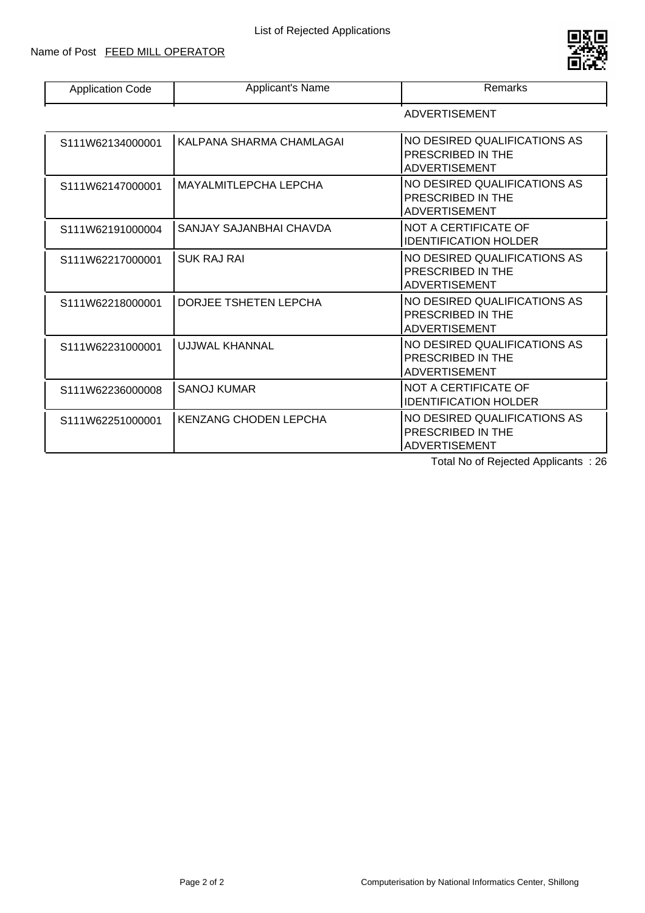List of Rejected Applications

Name of Post FEED MILL OPERATOR

| Application Code | Applicant's Name | Remarks |
|---|---|---|
| | | ADVERTISEMENT |
| S111W62134000001 | KALPANA SHARMA CHAMLAGAI | NO DESIRED QUALIFICATIONS AS PRESCRIBED IN THE ADVERTISEMENT |
| S111W62147000001 | MAYALMITLEPCHA LEPCHA | NO DESIRED QUALIFICATIONS AS PRESCRIBED IN THE ADVERTISEMENT |
| S111W62191000004 | SANJAY SAJANBHAI CHAVDA | NOT A CERTIFICATE OF IDENTIFICATION HOLDER |
| S111W62217000001 | SUK RAJ RAI | NO DESIRED QUALIFICATIONS AS PRESCRIBED IN THE ADVERTISEMENT |
| S111W62218000001 | DORJEE TSHETEN LEPCHA | NO DESIRED QUALIFICATIONS AS PRESCRIBED IN THE ADVERTISEMENT |
| S111W62231000001 | UJJWAL KHANNAL | NO DESIRED QUALIFICATIONS AS PRESCRIBED IN THE ADVERTISEMENT |
| S111W62236000008 | SANOJ KUMAR | NOT A CERTIFICATE OF IDENTIFICATION HOLDER |
| S111W62251000001 | KENZANG CHODEN LEPCHA | NO DESIRED QUALIFICATIONS AS PRESCRIBED IN THE ADVERTISEMENT |

Total No of Rejected Applicants : 26

Computerisation by National Informatics Center, Shillong